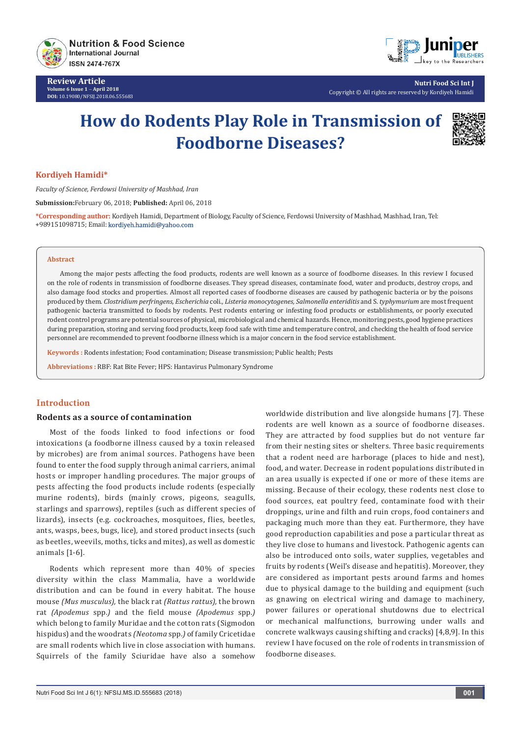Review Article
Volume 6 Issue 1 – April 2018
DOI: 10.19080/NFSIJ.2018.06.555683

Nutri Food Sci Int J
Copyright © All rights are reserved by Kordiyeh Hamidi

# How do Rodents Play Role in Transmission of Foodborne Diseases?

**Kordiyeh Hamidi***

*Faculty of Science, Ferdowsi University of Mashhad, Iran*

**Submission:**February 06, 2018; **Published:** April 06, 2018

***Corresponding author:** Kordiyeh Hamidi, Department of Biology, Faculty of Science, Ferdowsi University of Mashhad, Mashhad, Iran, Tel: +989151098715; Email: kordiyeh.hamidi@yahoo.com

## Abstract

Among the major pests affecting the food products, rodents are well known as a source of foodborne diseases. In this review I focused on the role of rodents in transmission of foodborne diseases. They spread diseases, contaminate food, water and products, destroy crops, and also damage food stocks and properties. Almost all reported cases of foodborne diseases are caused by pathogenic bacteria or by the poisons produced by them. *Clostridium perfringens, Escherichia* coli., *Listeria monocytogenes, Salmonella enteriditis* and S. *typhymurium* are most frequent pathogenic bacteria transmitted to foods by rodents. Pest rodents entering or infesting food products or establishments, or poorly executed rodent control programs are potential sources of physical, microbiological and chemical hazards. Hence, monitoring pests, good hygiene practices during preparation, storing and serving food products, keep food safe with time and temperature control, and checking the health of food service personnel are recommended to prevent foodborne illness which is a major concern in the food service establishment.

**Keywords :** Rodents infestation; Food contamination; Disease transmission; Public health; Pests

**Abbreviations :** RBF: Rat Bite Fever; HPS: Hantavirus Pulmonary Syndrome

## Introduction

### Rodents as a source of contamination

Most of the foods linked to food infections or food intoxications (a foodborne illness caused by a toxin released by microbes) are from animal sources. Pathogens have been found to enter the food supply through animal carriers, animal hosts or improper handling procedures. The major groups of pests affecting the food products include rodents (especially murine rodents), birds (mainly crows, pigeons, seagulls, starlings and sparrows), reptiles (such as different species of lizards), insects (e.g. cockroaches, mosquitoes, flies, beetles, ants, wasps, bees, bugs, lice), and stored product insects (such as beetles, weevils, moths, ticks and mites), as well as domestic animals [1-6].

Rodents which represent more than 40% of species diversity within the class Mammalia, have a worldwide distribution and can be found in every habitat. The house mouse *(Mus musculus),* the black rat *(Rattus rattus),* the brown rat *(Apodemus* spp.*)* and the field mouse *(Apodemus* spp.*)* which belong to family Muridae and the cotton rats (Sigmodon hispidus) and the woodrats *(Neotoma* spp.*)* of family Cricetidae are small rodents which live in close association with humans. Squirrels of the family Sciuridae have also a somehow worldwide distribution and live alongside humans [7]. These rodents are well known as a source of foodborne diseases. They are attracted by food supplies but do not venture far from their nesting sites or shelters. Three basic requirements that a rodent need are harborage (places to hide and nest), food, and water. Decrease in rodent populations distributed in an area usually is expected if one or more of these items are missing. Because of their ecology, these rodents nest close to food sources, eat poultry feed, contaminate food with their droppings, urine and filth and ruin crops, food containers and packaging much more than they eat. Furthermore, they have good reproduction capabilities and pose a particular threat as they live close to humans and livestock. Pathogenic agents can also be introduced onto soils, water supplies, vegetables and fruits by rodents (Weil's disease and hepatitis). Moreover, they are considered as important pests around farms and homes due to physical damage to the building and equipment (such as gnawing on electrical wiring and damage to machinery, power failures or operational shutdowns due to electrical or mechanical malfunctions, burrowing under walls and concrete walkways causing shifting and cracks) [4,8,9]. In this review I have focused on the role of rodents in transmission of foodborne diseases.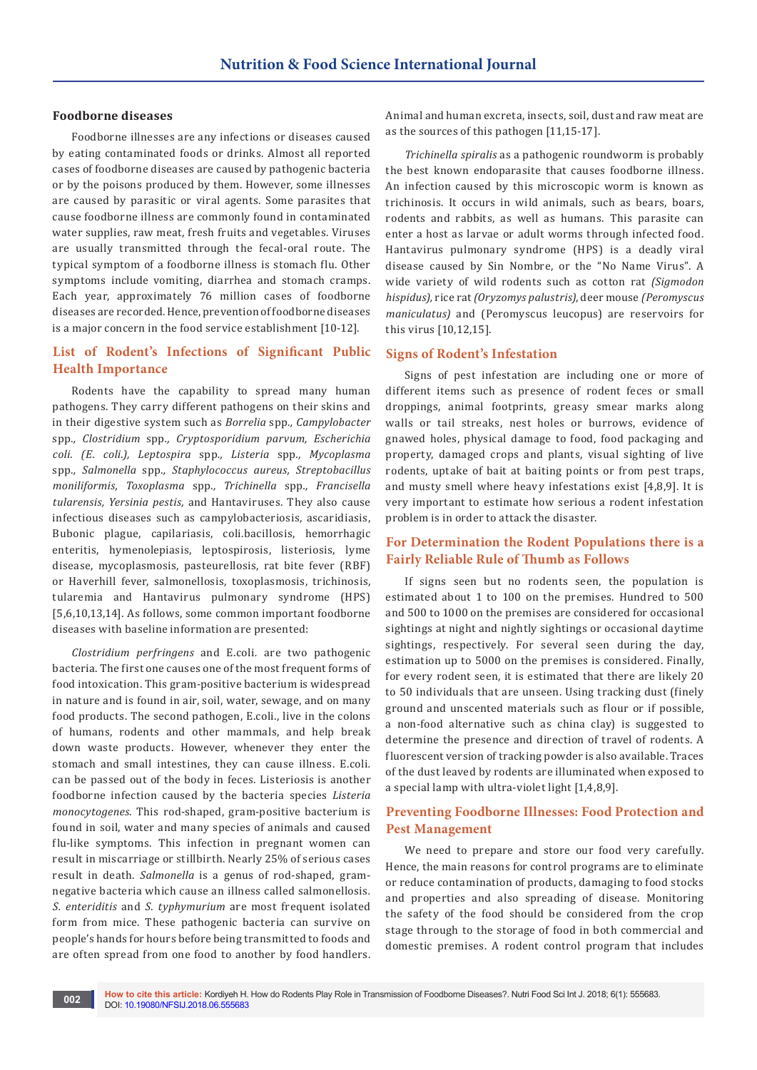### Foodborne diseases

Foodborne illnesses are any infections or diseases caused by eating contaminated foods or drinks. Almost all reported cases of foodborne diseases are caused by pathogenic bacteria or by the poisons produced by them. However, some illnesses are caused by parasitic or viral agents. Some parasites that cause foodborne illness are commonly found in contaminated water supplies, raw meat, fresh fruits and vegetables. Viruses are usually transmitted through the fecal-oral route. The typical symptom of a foodborne illness is stomach flu. Other symptoms include vomiting, diarrhea and stomach cramps. Each year, approximately 76 million cases of foodborne diseases are recorded. Hence, prevention of foodborne diseases is a major concern in the food service establishment [10-12].

## List of Rodent's Infections of Significant Public Health Importance

Rodents have the capability to spread many human pathogens. They carry different pathogens on their skins and in their digestive system such as *Borrelia* spp*., Campylobacter* spp*., Clostridium* spp*., Cryptosporidium parvum, Escherichia coli. (E. coli.), Leptospira* spp*., Listeria* spp*., Mycoplasma* spp*., Salmonella* spp*., Staphylococcus aureus, Streptobacillus moniliformis, Toxoplasma* spp*., Trichinella* spp*., Francisella tularensis, Yersinia pestis,* and Hantaviruses. They also cause infectious diseases such as campylobacteriosis, ascaridiasis, Bubonic plague, capilariasis, coli.bacillosis, hemorrhagic enteritis, hymenolepiasis, leptospirosis, listeriosis, lyme disease, mycoplasmosis, pasteurellosis, rat bite fever (RBF) or Haverhill fever, salmonellosis, toxoplasmosis, trichinosis, tularemia and Hantavirus pulmonary syndrome (HPS) [5,6,10,13,14]. As follows, some common important foodborne diseases with baseline information are presented:

*Clostridium perfringens* and E.coli. are two pathogenic bacteria. The first one causes one of the most frequent forms of food intoxication. This gram-positive bacterium is widespread in nature and is found in air, soil, water, sewage, and on many food products. The second pathogen, E.coli., live in the colons of humans, rodents and other mammals, and help break down waste products. However, whenever they enter the stomach and small intestines, they can cause illness. E.coli. can be passed out of the body in feces. Listeriosis is another foodborne infection caused by the bacteria species *Listeria monocytogenes*. This rod-shaped, gram-positive bacterium is found in soil, water and many species of animals and caused flu-like symptoms. This infection in pregnant women can result in miscarriage or stillbirth. Nearly 25% of serious cases result in death. *Salmonella* is a genus of rod-shaped, gram-negative bacteria which cause an illness called salmonellosis. *S. enteriditis* and *S. typhymurium* are most frequent isolated form from mice. These pathogenic bacteria can survive on people's hands for hours before being transmitted to foods and are often spread from one food to another by food handlers. Animal and human excreta, insects, soil, dust and raw meat are as the sources of this pathogen [11,15-17].

*Trichinella spiralis* as a pathogenic roundworm is probably the best known endoparasite that causes foodborne illness. An infection caused by this microscopic worm is known as trichinosis. It occurs in wild animals, such as bears, boars, rodents and rabbits, as well as humans. This parasite can enter a host as larvae or adult worms through infected food. Hantavirus pulmonary syndrome (HPS) is a deadly viral disease caused by Sin Nombre, or the "No Name Virus". A wide variety of wild rodents such as cotton rat *(Sigmodon hispidus),* rice rat *(Oryzomys palustris),* deer mouse *(Peromyscus maniculatus)* and (Peromyscus leucopus) are reservoirs for this virus [10,12,15].

## Signs of Rodent's Infestation

Signs of pest infestation are including one or more of different items such as presence of rodent feces or small droppings, animal footprints, greasy smear marks along walls or tail streaks, nest holes or burrows, evidence of gnawed holes, physical damage to food, food packaging and property, damaged crops and plants, visual sighting of live rodents, uptake of bait at baiting points or from pest traps, and musty smell where heavy infestations exist [4,8,9]. It is very important to estimate how serious a rodent infestation problem is in order to attack the disaster.

## For Determination the Rodent Populations there is a Fairly Reliable Rule of Thumb as Follows

If signs seen but no rodents seen, the population is estimated about 1 to 100 on the premises. Hundred to 500 and 500 to 1000 on the premises are considered for occasional sightings at night and nightly sightings or occasional daytime sightings, respectively. For several seen during the day, estimation up to 5000 on the premises is considered. Finally, for every rodent seen, it is estimated that there are likely 20 to 50 individuals that are unseen. Using tracking dust (finely ground and unscented materials such as flour or if possible, a non-food alternative such as china clay) is suggested to determine the presence and direction of travel of rodents. A fluorescent version of tracking powder is also available. Traces of the dust leaved by rodents are illuminated when exposed to a special lamp with ultra-violet light [1,4,8,9].

## Preventing Foodborne Illnesses: Food Protection and Pest Management

We need to prepare and store our food very carefully. Hence, the main reasons for control programs are to eliminate or reduce contamination of products, damaging to food stocks and properties and also spreading of disease. Monitoring the safety of the food should be considered from the crop stage through to the storage of food in both commercial and domestic premises. A rodent control program that includes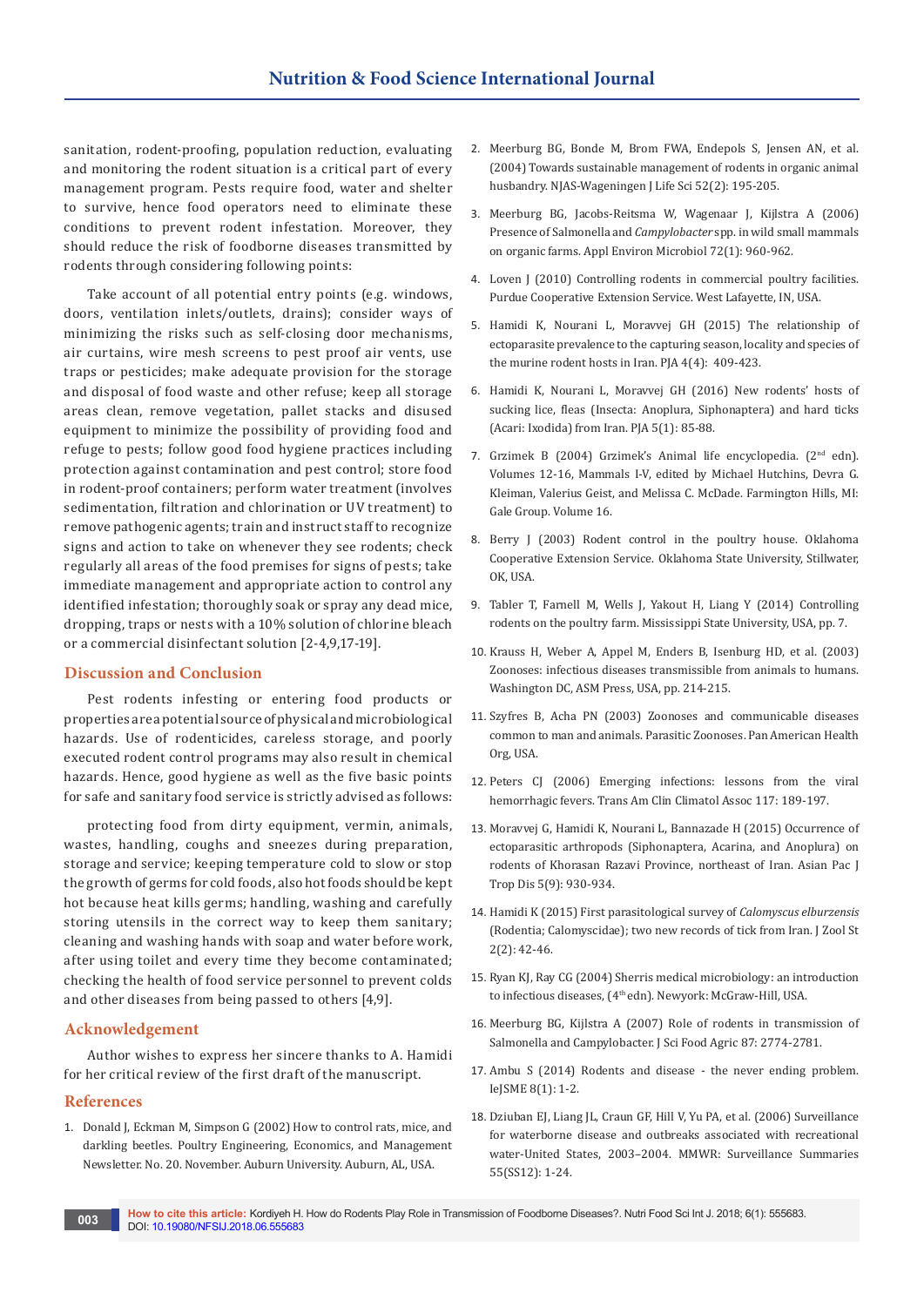sanitation, rodent-proofing, population reduction, evaluating and monitoring the rodent situation is a critical part of every management program. Pests require food, water and shelter to survive, hence food operators need to eliminate these conditions to prevent rodent infestation. Moreover, they should reduce the risk of foodborne diseases transmitted by rodents through considering following points:

Take account of all potential entry points (e.g. windows, doors, ventilation inlets/outlets, drains); consider ways of minimizing the risks such as self-closing door mechanisms, air curtains, wire mesh screens to pest proof air vents, use traps or pesticides; make adequate provision for the storage and disposal of food waste and other refuse; keep all storage areas clean, remove vegetation, pallet stacks and disused equipment to minimize the possibility of providing food and refuge to pests; follow good food hygiene practices including protection against contamination and pest control; store food in rodent-proof containers; perform water treatment (involves sedimentation, filtration and chlorination or UV treatment) to remove pathogenic agents; train and instruct staff to recognize signs and action to take on whenever they see rodents; check regularly all areas of the food premises for signs of pests; take immediate management and appropriate action to control any identified infestation; thoroughly soak or spray any dead mice, dropping, traps or nests with a 10% solution of chlorine bleach or a commercial disinfectant solution [2-4,9,17-19].

## Discussion and Conclusion

Pest rodents infesting or entering food products or properties area potential source of physical and microbiological hazards. Use of rodenticides, careless storage, and poorly executed rodent control programs may also result in chemical hazards. Hence, good hygiene as well as the five basic points for safe and sanitary food service is strictly advised as follows:

protecting food from dirty equipment, vermin, animals, wastes, handling, coughs and sneezes during preparation, storage and service; keeping temperature cold to slow or stop the growth of germs for cold foods, also hot foods should be kept hot because heat kills germs; handling, washing and carefully storing utensils in the correct way to keep them sanitary; cleaning and washing hands with soap and water before work, after using toilet and every time they become contaminated; checking the health of food service personnel to prevent colds and other diseases from being passed to others [4,9].

## Acknowledgement

Author wishes to express her sincere thanks to A. Hamidi for her critical review of the first draft of the manuscript.

## References

1. Donald J, Eckman M, Simpson G (2002) How to control rats, mice, and darkling beetles. Poultry Engineering, Economics, and Management Newsletter. No. 20. November. Auburn University. Auburn, AL, USA.
2. Meerburg BG, Bonde M, Brom FWA, Endepols S, Jensen AN, et al. (2004) Towards sustainable management of rodents in organic animal husbandry. NJAS-Wageningen J Life Sci 52(2): 195-205.
3. Meerburg BG, Jacobs-Reitsma W, Wagenaar J, Kijlstra A (2006) Presence of Salmonella and *Campylobacter* spp. in wild small mammals on organic farms. Appl Environ Microbiol 72(1): 960-962.
4. Loven J (2010) Controlling rodents in commercial poultry facilities. Purdue Cooperative Extension Service. West Lafayette, IN, USA.
5. Hamidi K, Nourani L, Moravvej GH (2015) The relationship of ectoparasite prevalence to the capturing season, locality and species of the murine rodent hosts in Iran. PJA 4(4): 409-423.
6. Hamidi K, Nourani L, Moravvej GH (2016) New rodents' hosts of sucking lice, fleas (Insecta: Anoplura, Siphonaptera) and hard ticks (Acari: Ixodida) from Iran. PJA 5(1): 85-88.
7. Grzimek B (2004) Grzimek's Animal life encyclopedia. (2nd edn). Volumes 12-16, Mammals I-V, edited by Michael Hutchins, Devra G. Kleiman, Valerius Geist, and Melissa C. McDade. Farmington Hills, MI: Gale Group. Volume 16.
8. Berry J (2003) Rodent control in the poultry house. Oklahoma Cooperative Extension Service. Oklahoma State University, Stillwater, OK, USA.
9. Tabler T, Farnell M, Wells J, Yakout H, Liang Y (2014) Controlling rodents on the poultry farm. Mississippi State University, USA, pp. 7.
10. Krauss H, Weber A, Appel M, Enders B, Isenburg HD, et al. (2003) Zoonoses: infectious diseases transmissible from animals to humans. Washington DC, ASM Press, USA, pp. 214-215.
11. Szyfres B, Acha PN (2003) Zoonoses and communicable diseases common to man and animals. Parasitic Zoonoses. Pan American Health Org, USA.
12. Peters CJ (2006) Emerging infections: lessons from the viral hemorrhagic fevers. Trans Am Clin Climatol Assoc 117: 189-197.
13. Moravvej G, Hamidi K, Nourani L, Bannazade H (2015) Occurrence of ectoparasitic arthropods (Siphonaptera, Acarina, and Anoplura) on rodents of Khorasan Razavi Province, northeast of Iran. Asian Pac J Trop Dis 5(9): 930-934.
14. Hamidi K (2015) First parasitological survey of *Calomyscus elburzensis* (Rodentia; Calomyscidae); two new records of tick from Iran. J Zool St 2(2): 42-46.
15. Ryan KJ, Ray CG (2004) Sherris medical microbiology: an introduction to infectious diseases, (4th edn). Newyork: McGraw-Hill, USA.
16. Meerburg BG, Kijlstra A (2007) Role of rodents in transmission of Salmonella and Campylobacter. J Sci Food Agric 87: 2774-2781.
17. Ambu S (2014) Rodents and disease - the never ending problem. IeJSME 8(1): 1-2.
18. Dziuban EJ, Liang JL, Craun GF, Hill V, Yu PA, et al. (2006) Surveillance for waterborne disease and outbreaks associated with recreational water-United States, 2003–2004. MMWR: Surveillance Summaries 55(SS12): 1-24.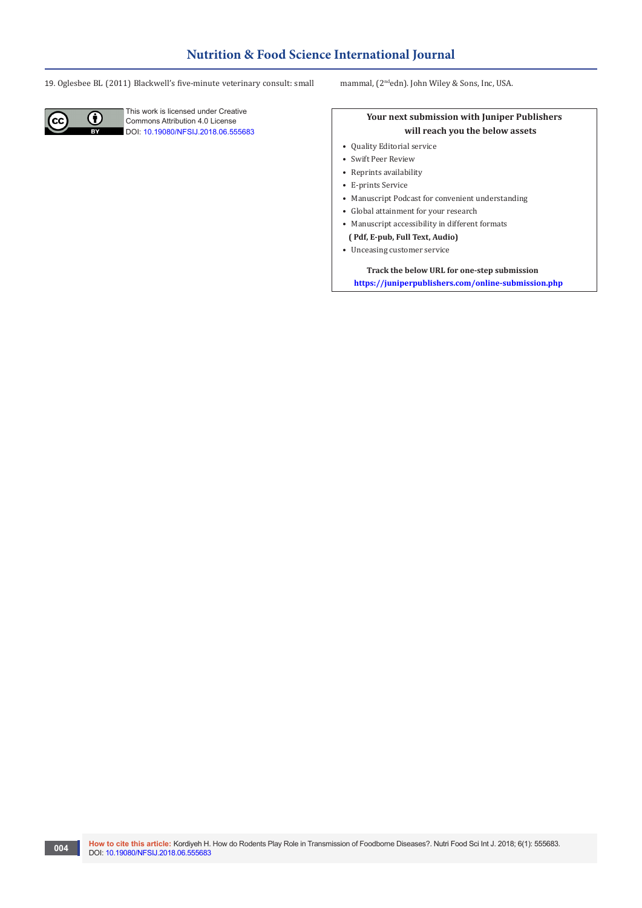19. Oglesbee BL (2011) Blackwell's five-minute veterinary consult: small mammal, (2[nd]edn). John Wiley & Sons, Inc, USA.

This work is licensed under Creative Commons Attribution 4.0 License
DOI: 10.19080/NFSIJ.2018.06.555683

**Your next submission with Juniper Publishers will reach you the below assets**

- Quality Editorial service
- Swift Peer Review
- Reprints availability
- E-prints Service
- Manuscript Podcast for convenient understanding
- Global attainment for your research
- Manuscript accessibility in different formats

**( Pdf, E-pub, Full Text, Audio)**

- Unceasing customer service

**Track the below URL for one-step submission**
**https://juniperpublishers.com/online-submission.php**

**How to cite this article:** Kordiyeh H. How do Rodents Play Role in Transmission of Foodborne Diseases?. Nutri Food Sci Int J. 2018; 6(1): 555683. DOI: 10.19080/NFSIJ.2018.06.555683